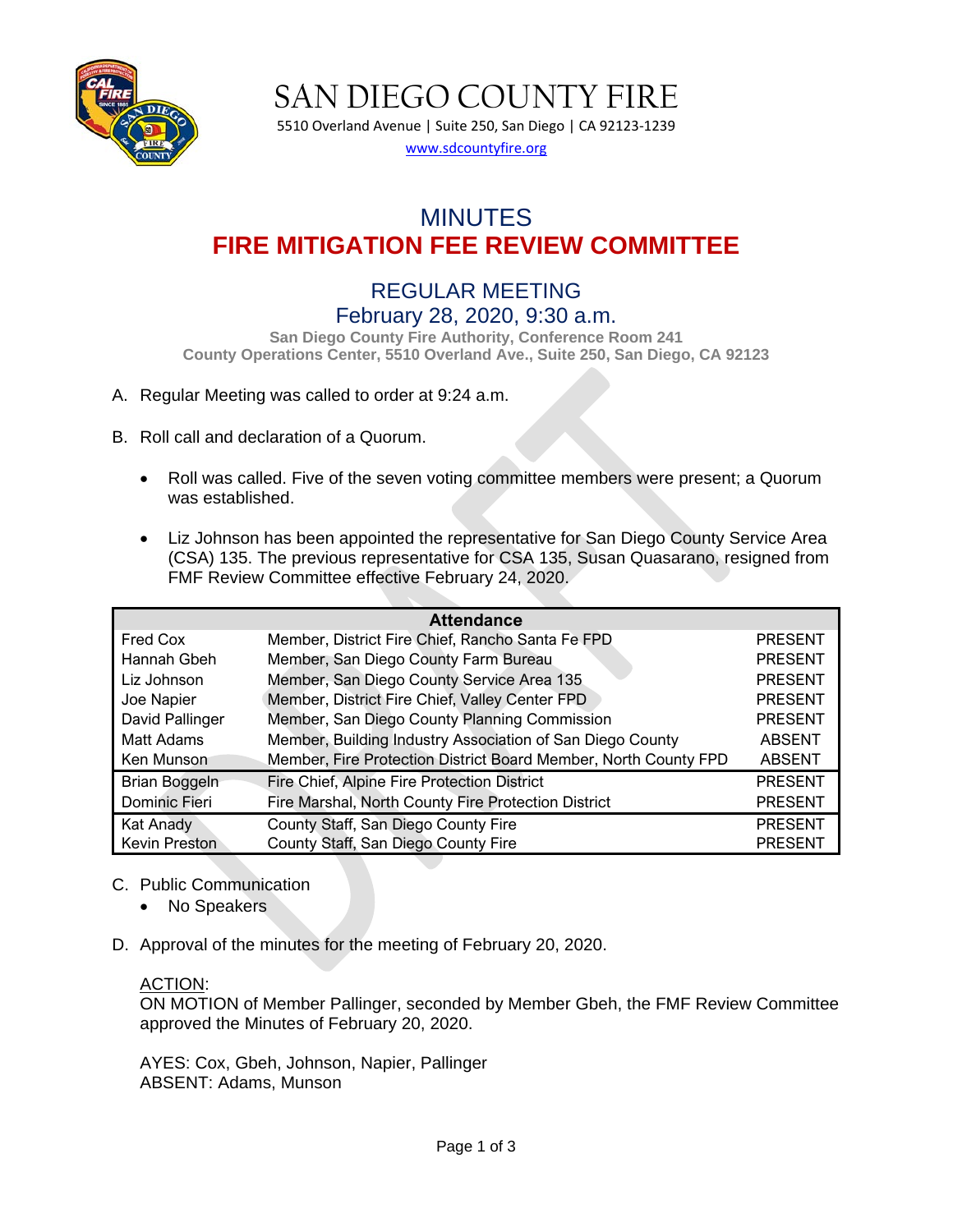# SAN DIEGO COUNTY FIRE

5510 Overland Avenue | Suite 250, San Diego | CA 92123-1239

www.sdcountyfire.org

## MINUTES

## FIRE MITIGATION FEE REVIEW COMMITTEE

### REGULAR MEETING

### February 28, 2020, 9:30 a.m.

**San Diego County Fire Authority, Conference Room 241**
**County Operations Center, 5510 Overland Ave., Suite 250, San Diego, CA 92123**

A. Regular Meeting was called to order at 9:24 a.m.

B. Roll call and declaration of a Quorum.

- Roll was called. Five of the seven voting committee members were present; a Quorum was established.
- Liz Johnson has been appointed the representative for San Diego County Service Area (CSA) 135. The previous representative for CSA 135, Susan Quasarano, resigned from FMF Review Committee effective February 24, 2020.

| Attendance | | |
|---|---|---|
| Fred Cox | Member, District Fire Chief, Rancho Santa Fe FPD | PRESENT |
| Hannah Gbeh | Member, San Diego County Farm Bureau | PRESENT |
| Liz Johnson | Member, San Diego County Service Area 135 | PRESENT |
| Joe Napier | Member, District Fire Chief, Valley Center FPD | PRESENT |
| David Pallinger | Member, San Diego County Planning Commission | PRESENT |
| Matt Adams | Member, Building Industry Association of San Diego County | ABSENT |
| Ken Munson | Member, Fire Protection District Board Member, North County FPD | ABSENT |
| Brian Boggeln | Fire Chief, Alpine Fire Protection District | PRESENT |
| Dominic Fieri | Fire Marshal, North County Fire Protection District | PRESENT |
| Kat Anady | County Staff, San Diego County Fire | PRESENT |
| Kevin Preston | County Staff, San Diego County Fire | PRESENT |

C. Public Communication

- No Speakers

D. Approval of the minutes for the meeting of February 20, 2020.

ACTION:
ON MOTION of Member Pallinger, seconded by Member Gbeh, the FMF Review Committee approved the Minutes of February 20, 2020.

AYES: Cox, Gbeh, Johnson, Napier, Pallinger
ABSENT: Adams, Munson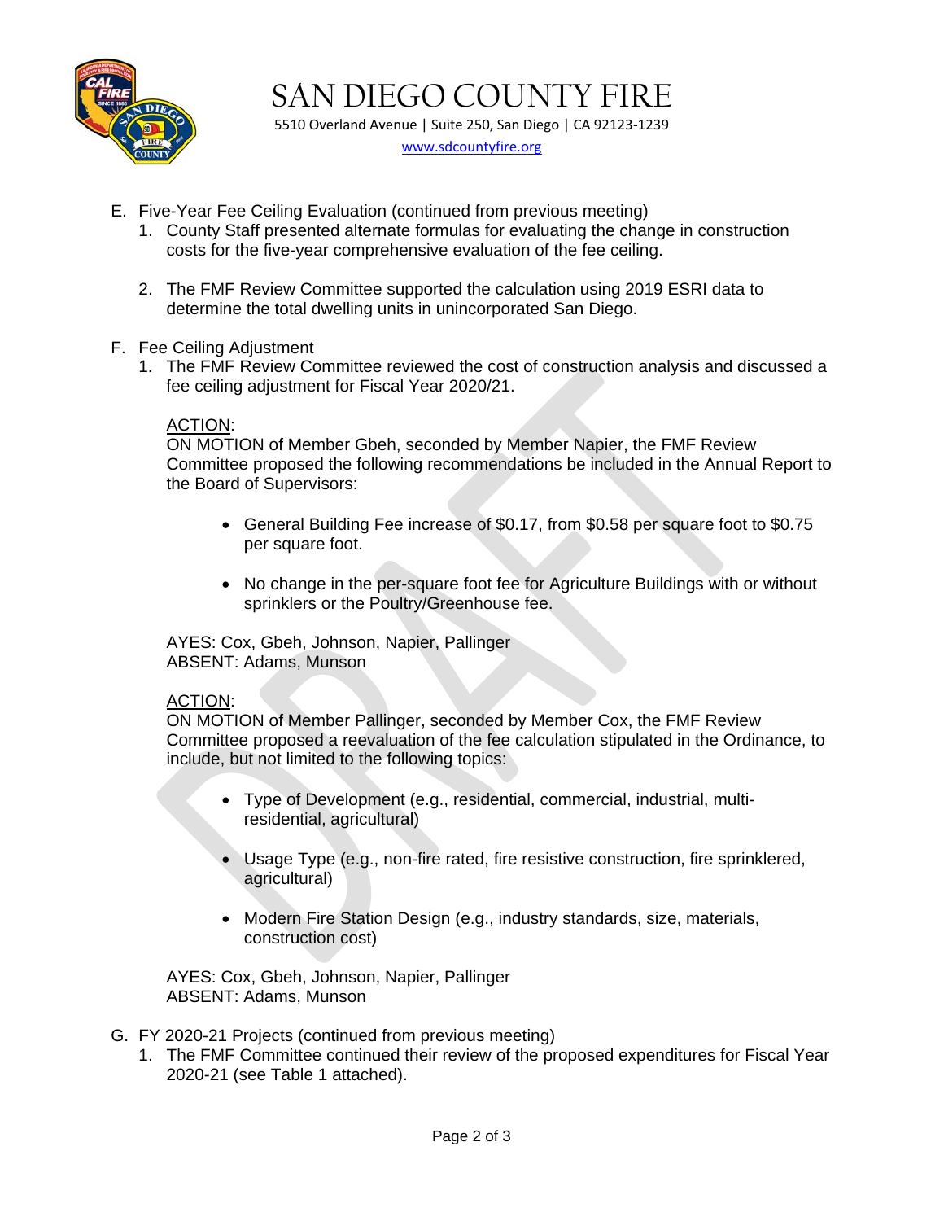E. Five-Year Fee Ceiling Evaluation (continued from previous meeting)

1. County Staff presented alternate formulas for evaluating the change in construction costs for the five-year comprehensive evaluation of the fee ceiling.

2. The FMF Review Committee supported the calculation using 2019 ESRI data to determine the total dwelling units in unincorporated San Diego.

F. Fee Ceiling Adjustment

1. The FMF Review Committee reviewed the cost of construction analysis and discussed a fee ceiling adjustment for Fiscal Year 2020/21.

   ACTION:
   ON MOTION of Member Gbeh, seconded by Member Napier, the FMF Review Committee proposed the following recommendations be included in the Annual Report to the Board of Supervisors:

   - General Building Fee increase of $0.17, from $0.58 per square foot to $0.75 per square foot.
   - No change in the per-square foot fee for Agriculture Buildings with or without sprinklers or the Poultry/Greenhouse fee.

   AYES: Cox, Gbeh, Johnson, Napier, Pallinger
   ABSENT: Adams, Munson

   ACTION:
   ON MOTION of Member Pallinger, seconded by Member Cox, the FMF Review Committee proposed a reevaluation of the fee calculation stipulated in the Ordinance, to include, but not limited to the following topics:

   - Type of Development (e.g., residential, commercial, industrial, multi-residential, agricultural)
   - Usage Type (e.g., non-fire rated, fire resistive construction, fire sprinklered, agricultural)
   - Modern Fire Station Design (e.g., industry standards, size, materials, construction cost)

   AYES: Cox, Gbeh, Johnson, Napier, Pallinger
   ABSENT: Adams, Munson

G. FY 2020-21 Projects (continued from previous meeting)

1. The FMF Committee continued their review of the proposed expenditures for Fiscal Year 2020-21 (see Table 1 attached).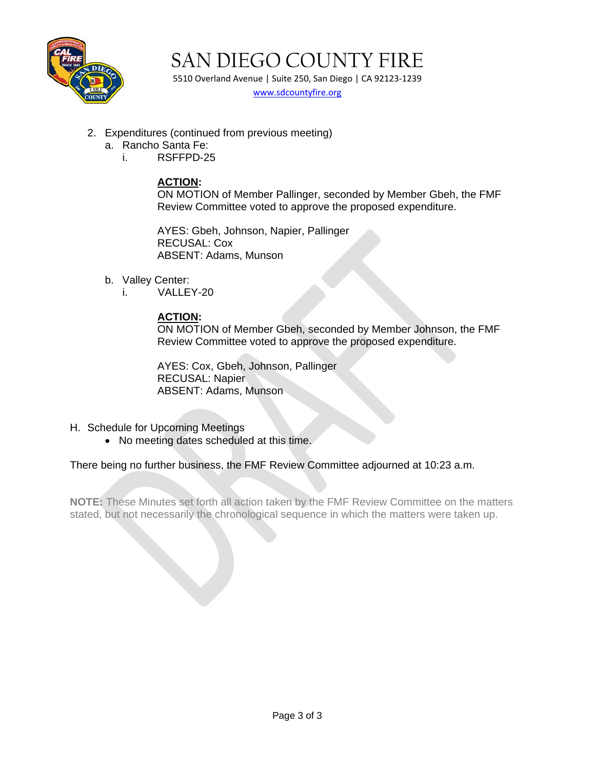2. Expenditures (continued from previous meeting)
   a. Rancho Santa Fe:
      i. RSFFPD-25

         **ACTION:**
         ON MOTION of Member Pallinger, seconded by Member Gbeh, the FMF Review Committee voted to approve the proposed expenditure.

         AYES: Gbeh, Johnson, Napier, Pallinger
         RECUSAL: Cox
         ABSENT: Adams, Munson

   b. Valley Center:
      i. VALLEY-20

         **ACTION:**
         ON MOTION of Member Gbeh, seconded by Member Johnson, the FMF Review Committee voted to approve the proposed expenditure.

         AYES: Cox, Gbeh, Johnson, Pallinger
         RECUSAL: Napier
         ABSENT: Adams, Munson

H. Schedule for Upcoming Meetings
   - No meeting dates scheduled at this time.

There being no further business, the FMF Review Committee adjourned at 10:23 a.m.

**NOTE:** These Minutes set forth all action taken by the FMF Review Committee on the matters stated, but not necessarily the chronological sequence in which the matters were taken up.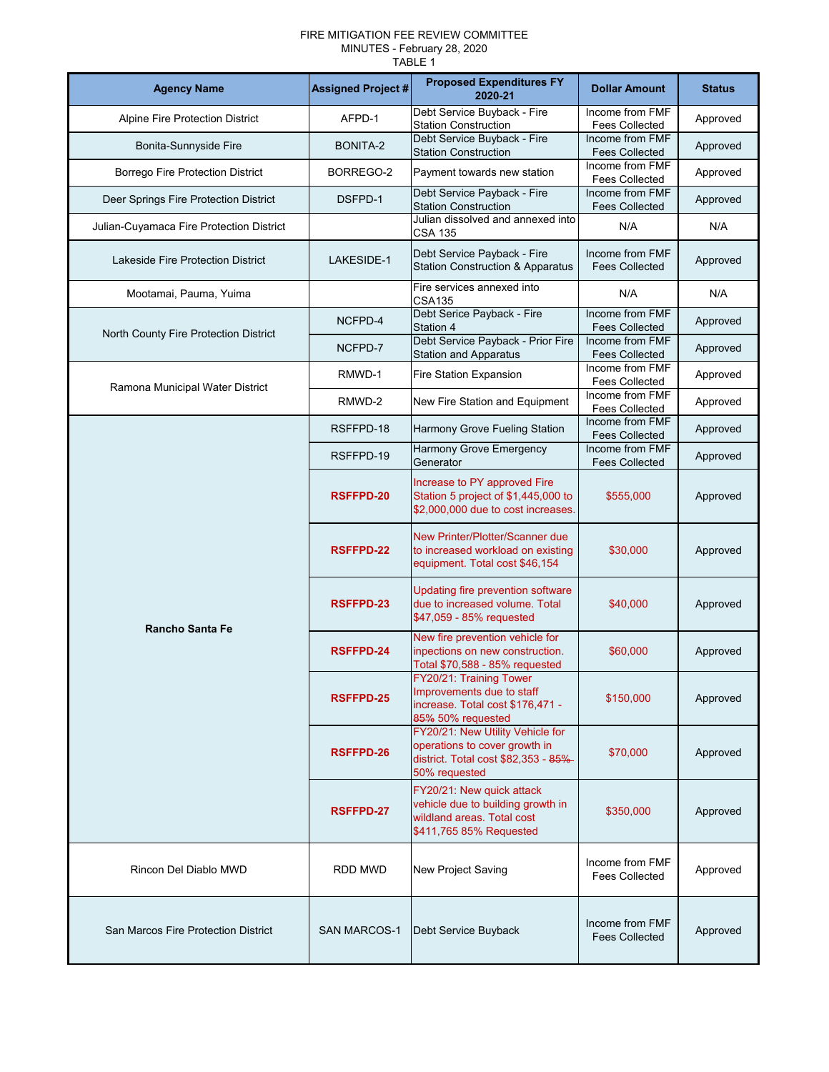FIRE MITIGATION FEE REVIEW COMMITTEE
MINUTES - February 28, 2020
TABLE 1

| Agency Name | Assigned Project # | Proposed Expenditures FY 2020-21 | Dollar Amount | Status |
|---|---|---|---|---|
| Alpine Fire Protection District | AFPD-1 | Debt Service Buyback - Fire Station Construction | Income from FMF Fees Collected | Approved |
| Bonita-Sunnyside Fire | BONITA-2 | Debt Service Buyback - Fire Station Construction | Income from FMF Fees Collected | Approved |
| Borrego Fire Protection District | BORREGO-2 | Payment towards new station | Income from FMF Fees Collected | Approved |
| Deer Springs Fire Protection District | DSFPD-1 | Debt Service Payback - Fire Station Construction | Income from FMF Fees Collected | Approved |
| Julian-Cuyamaca Fire Protection District | | Julian dissolved and annexed into CSA 135 | N/A | N/A |
| Lakeside Fire Protection District | LAKESIDE-1 | Debt Service Payback - Fire Station Construction & Apparatus | Income from FMF Fees Collected | Approved |
| Mootamai, Pauma, Yuima | | Fire services annexed into CSA135 | N/A | N/A |
| North County Fire Protection District | NCFPD-4 | Debt Serice Payback - Fire Station 4 | Income from FMF Fees Collected | Approved |
| | NCFPD-7 | Debt Service Payback - Prior Fire Station and Apparatus | Income from FMF Fees Collected | Approved |
| Ramona Municipal Water District | RMWD-1 | Fire Station Expansion | Income from FMF Fees Collected | Approved |
| | RMWD-2 | New Fire Station and Equipment | Income from FMF Fees Collected | Approved |
| **Rancho Santa Fe** | RSFFPD-18 | Harmony Grove Fueling Station | Income from FMF Fees Collected | Approved |
| | RSFFPD-19 | Harmony Grove Emergency Generator | Income from FMF Fees Collected | Approved |
| | **RSFFPD-20** | Increase to PY approved Fire Station 5 project of $1,445,000 to $2,000,000 due to cost increases. | $555,000 | Approved |
| | **RSFFPD-22** | New Printer/Plotter/Scanner due to increased workload on existing equipment. Total cost $46,154 | $30,000 | Approved |
| | **RSFFPD-23** | Updating fire prevention software due to increased volume. Total $47,059 - 85% requested | $40,000 | Approved |
| | **RSFFPD-24** | New fire prevention vehicle for inpections on new construction. Total $70,588 - 85% requested | $60,000 | Approved |
| | **RSFFPD-25** | FY20/21: Training Tower Improvements due to staff increase. Total cost $176,471 - ~~85%~~ 50% requested | $150,000 | Approved |
| | **RSFFPD-26** | FY20/21: New Utility Vehicle for operations to cover growth in district. Total cost $82,353 - ~~85%~~ 50% requested | $70,000 | Approved |
| | **RSFFPD-27** | FY20/21: New quick attack vehicle due to building growth in wildland areas. Total cost $411,765 85% Requested | $350,000 | Approved |
| Rincon Del Diablo MWD | RDD MWD | New Project Saving | Income from FMF Fees Collected | Approved |
| San Marcos Fire Protection District | SAN MARCOS-1 | Debt Service Buyback | Income from FMF Fees Collected | Approved |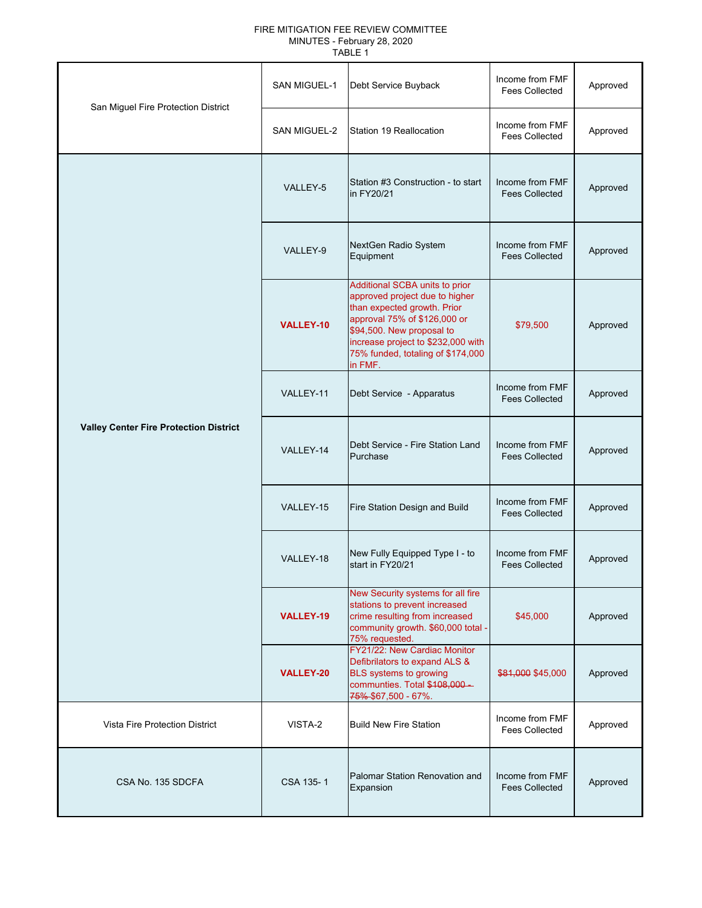FIRE MITIGATION FEE REVIEW COMMITTEE
MINUTES - February 28, 2020
TABLE 1

| | | | | |
|---|---|---|---|---|
| San Miguel Fire Protection District | SAN MIGUEL-1 | Debt Service Buyback | Income from FMF Fees Collected | Approved |
| | SAN MIGUEL-2 | Station 19 Reallocation | Income from FMF Fees Collected | Approved |
| **Valley Center Fire Protection District** | VALLEY-5 | Station #3 Construction - to start in FY20/21 | Income from FMF Fees Collected | Approved |
| | VALLEY-9 | NextGen Radio System Equipment | Income from FMF Fees Collected | Approved |
| | **VALLEY-10** | Additional SCBA units to prior approved project due to higher than expected growth. Prior approval 75% of $126,000 or $94,500. New proposal to increase project to $232,000 with 75% funded, totaling of $174,000 in FMF. | $79,500 | Approved |
| | VALLEY-11 | Debt Service - Apparatus | Income from FMF Fees Collected | Approved |
| | VALLEY-14 | Debt Service - Fire Station Land Purchase | Income from FMF Fees Collected | Approved |
| | VALLEY-15 | Fire Station Design and Build | Income from FMF Fees Collected | Approved |
| | VALLEY-18 | New Fully Equipped Type I - to start in FY20/21 | Income from FMF Fees Collected | Approved |
| | **VALLEY-19** | New Security systems for all fire stations to prevent increased crime resulting from increased community growth. $60,000 total - 75% requested. | $45,000 | Approved |
| | **VALLEY-20** | FY21/22: New Cardiac Monitor Defibrilators to expand ALS & BLS systems to growing communties. Total ~~$108,000 - 75%~~ $67,500 - 67%. | ~~$81,000~~ $45,000 | Approved |
| Vista Fire Protection District | VISTA-2 | Build New Fire Station | Income from FMF Fees Collected | Approved |
| CSA No. 135 SDCFA | CSA 135- 1 | Palomar Station Renovation and Expansion | Income from FMF Fees Collected | Approved |